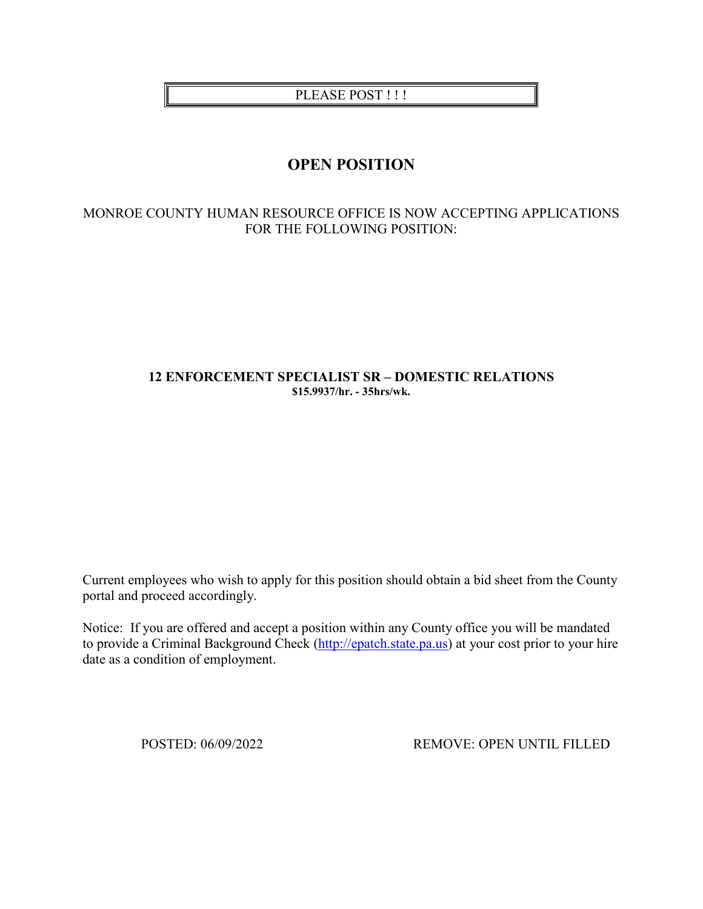PLEASE POST ! ! !

# OPEN POSITION

MONROE COUNTY HUMAN RESOURCE OFFICE IS NOW ACCEPTING APPLICATIONS FOR THE FOLLOWING POSITION:

**12 ENFORCEMENT SPECIALIST SR – DOMESTIC RELATIONS**
**$15.9937/hr. - 35hrs/wk.**

Current employees who wish to apply for this position should obtain a bid sheet from the County portal and proceed accordingly.

Notice: If you are offered and accept a position within any County office you will be mandated to provide a Criminal Background Check (http://epatch.state.pa.us) at your cost prior to your hire date as a condition of employment.

POSTED: 06/09/2022 REMOVE: OPEN UNTIL FILLED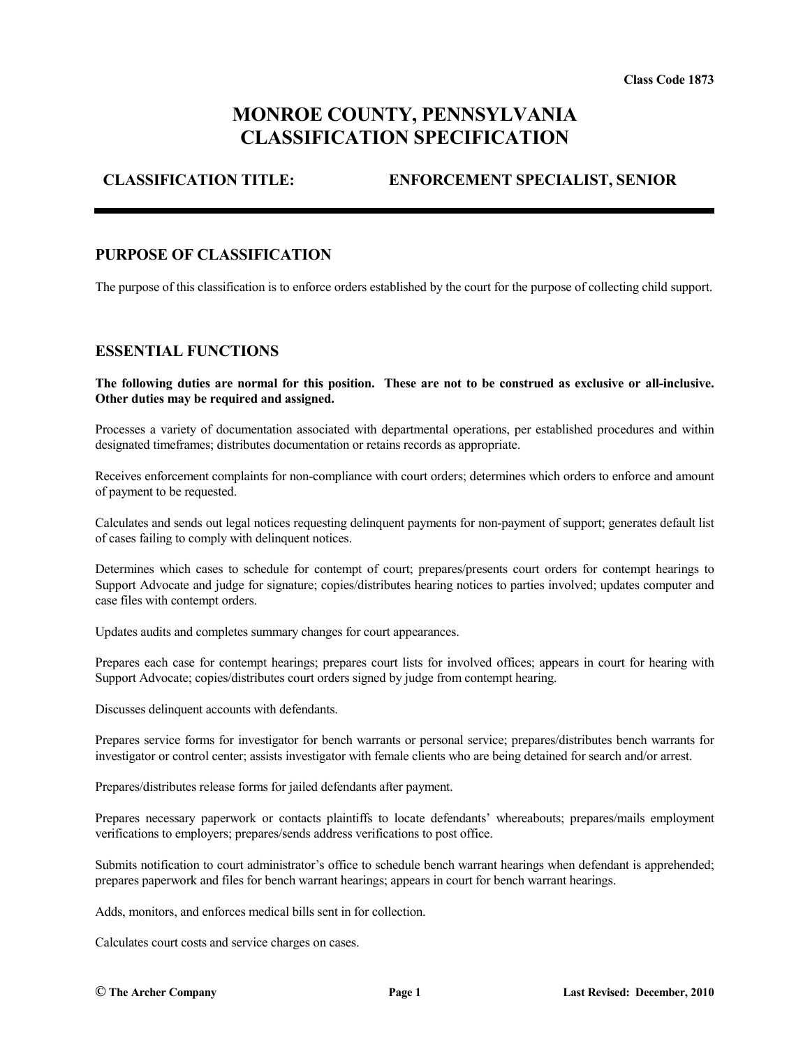Class Code 1873

# MONROE COUNTY, PENNSYLVANIA
# CLASSIFICATION SPECIFICATION

**CLASSIFICATION TITLE: ENFORCEMENT SPECIALIST, SENIOR**

## PURPOSE OF CLASSIFICATION

The purpose of this classification is to enforce orders established by the court for the purpose of collecting child support.

## ESSENTIAL FUNCTIONS

**The following duties are normal for this position. These are not to be construed as exclusive or all-inclusive. Other duties may be required and assigned.**

Processes a variety of documentation associated with departmental operations, per established procedures and within designated timeframes; distributes documentation or retains records as appropriate.

Receives enforcement complaints for non-compliance with court orders; determines which orders to enforce and amount of payment to be requested.

Calculates and sends out legal notices requesting delinquent payments for non-payment of support; generates default list of cases failing to comply with delinquent notices.

Determines which cases to schedule for contempt of court; prepares/presents court orders for contempt hearings to Support Advocate and judge for signature; copies/distributes hearing notices to parties involved; updates computer and case files with contempt orders.

Updates audits and completes summary changes for court appearances.

Prepares each case for contempt hearings; prepares court lists for involved offices; appears in court for hearing with Support Advocate; copies/distributes court orders signed by judge from contempt hearing.

Discusses delinquent accounts with defendants.

Prepares service forms for investigator for bench warrants or personal service; prepares/distributes bench warrants for investigator or control center; assists investigator with female clients who are being detained for search and/or arrest.

Prepares/distributes release forms for jailed defendants after payment.

Prepares necessary paperwork or contacts plaintiffs to locate defendants' whereabouts; prepares/mails employment verifications to employers; prepares/sends address verifications to post office.

Submits notification to court administrator's office to schedule bench warrant hearings when defendant is apprehended; prepares paperwork and files for bench warrant hearings; appears in court for bench warrant hearings.

Adds, monitors, and enforces medical bills sent in for collection.

Calculates court costs and service charges on cases.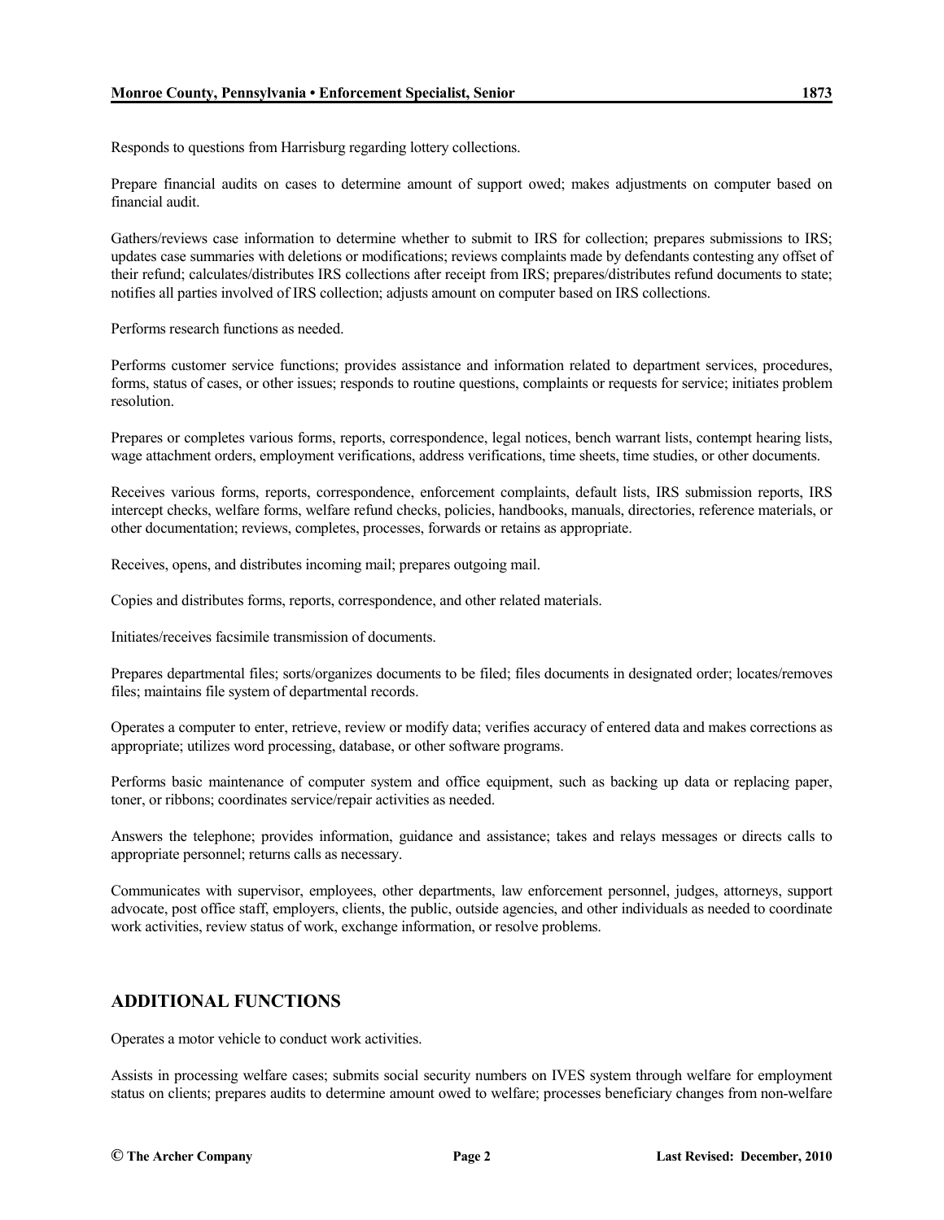Responds to questions from Harrisburg regarding lottery collections.

Prepare financial audits on cases to determine amount of support owed; makes adjustments on computer based on financial audit.

Gathers/reviews case information to determine whether to submit to IRS for collection; prepares submissions to IRS; updates case summaries with deletions or modifications; reviews complaints made by defendants contesting any offset of their refund; calculates/distributes IRS collections after receipt from IRS; prepares/distributes refund documents to state; notifies all parties involved of IRS collection; adjusts amount on computer based on IRS collections.

Performs research functions as needed.

Performs customer service functions; provides assistance and information related to department services, procedures, forms, status of cases, or other issues; responds to routine questions, complaints or requests for service; initiates problem resolution.

Prepares or completes various forms, reports, correspondence, legal notices, bench warrant lists, contempt hearing lists, wage attachment orders, employment verifications, address verifications, time sheets, time studies, or other documents.

Receives various forms, reports, correspondence, enforcement complaints, default lists, IRS submission reports, IRS intercept checks, welfare forms, welfare refund checks, policies, handbooks, manuals, directories, reference materials, or other documentation; reviews, completes, processes, forwards or retains as appropriate.

Receives, opens, and distributes incoming mail; prepares outgoing mail.

Copies and distributes forms, reports, correspondence, and other related materials.

Initiates/receives facsimile transmission of documents.

Prepares departmental files; sorts/organizes documents to be filed; files documents in designated order; locates/removes files; maintains file system of departmental records.

Operates a computer to enter, retrieve, review or modify data; verifies accuracy of entered data and makes corrections as appropriate; utilizes word processing, database, or other software programs.

Performs basic maintenance of computer system and office equipment, such as backing up data or replacing paper, toner, or ribbons; coordinates service/repair activities as needed.

Answers the telephone; provides information, guidance and assistance; takes and relays messages or directs calls to appropriate personnel; returns calls as necessary.

Communicates with supervisor, employees, other departments, law enforcement personnel, judges, attorneys, support advocate, post office staff, employers, clients, the public, outside agencies, and other individuals as needed to coordinate work activities, review status of work, exchange information, or resolve problems.

## ADDITIONAL FUNCTIONS

Operates a motor vehicle to conduct work activities.

Assists in processing welfare cases; submits social security numbers on IVES system through welfare for employment status on clients; prepares audits to determine amount owed to welfare; processes beneficiary changes from non-welfare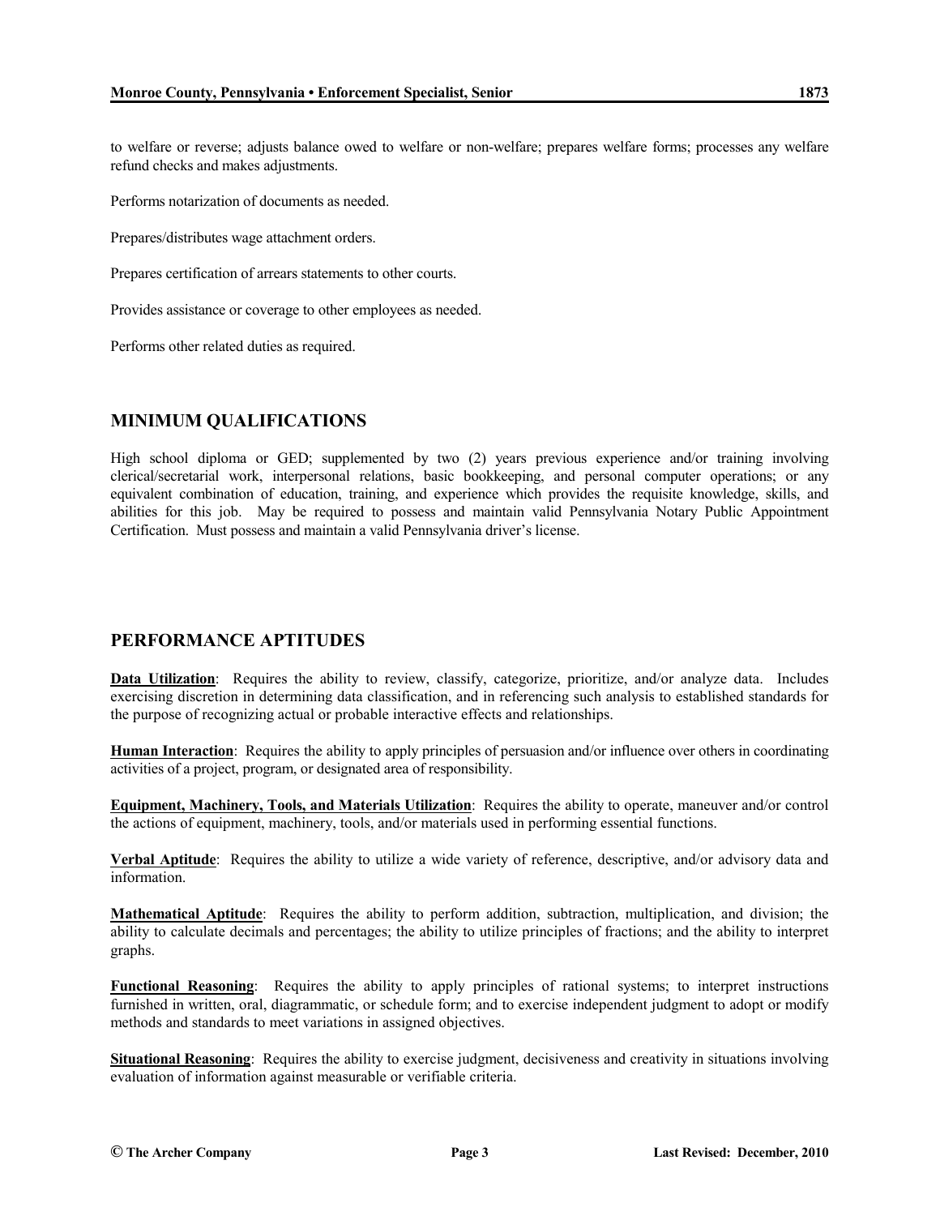to welfare or reverse; adjusts balance owed to welfare or non-welfare; prepares welfare forms; processes any welfare refund checks and makes adjustments.

Performs notarization of documents as needed.

Prepares/distributes wage attachment orders.

Prepares certification of arrears statements to other courts.

Provides assistance or coverage to other employees as needed.

Performs other related duties as required.

## MINIMUM QUALIFICATIONS

High school diploma or GED; supplemented by two (2) years previous experience and/or training involving clerical/secretarial work, interpersonal relations, basic bookkeeping, and personal computer operations; or any equivalent combination of education, training, and experience which provides the requisite knowledge, skills, and abilities for this job. May be required to possess and maintain valid Pennsylvania Notary Public Appointment Certification. Must possess and maintain a valid Pennsylvania driver's license.

## PERFORMANCE APTITUDES

**Data Utilization**: Requires the ability to review, classify, categorize, prioritize, and/or analyze data. Includes exercising discretion in determining data classification, and in referencing such analysis to established standards for the purpose of recognizing actual or probable interactive effects and relationships.

**Human Interaction**: Requires the ability to apply principles of persuasion and/or influence over others in coordinating activities of a project, program, or designated area of responsibility.

**Equipment, Machinery, Tools, and Materials Utilization**: Requires the ability to operate, maneuver and/or control the actions of equipment, machinery, tools, and/or materials used in performing essential functions.

**Verbal Aptitude**: Requires the ability to utilize a wide variety of reference, descriptive, and/or advisory data and information.

**Mathematical Aptitude**: Requires the ability to perform addition, subtraction, multiplication, and division; the ability to calculate decimals and percentages; the ability to utilize principles of fractions; and the ability to interpret graphs.

**Functional Reasoning**: Requires the ability to apply principles of rational systems; to interpret instructions furnished in written, oral, diagrammatic, or schedule form; and to exercise independent judgment to adopt or modify methods and standards to meet variations in assigned objectives.

**Situational Reasoning**: Requires the ability to exercise judgment, decisiveness and creativity in situations involving evaluation of information against measurable or verifiable criteria.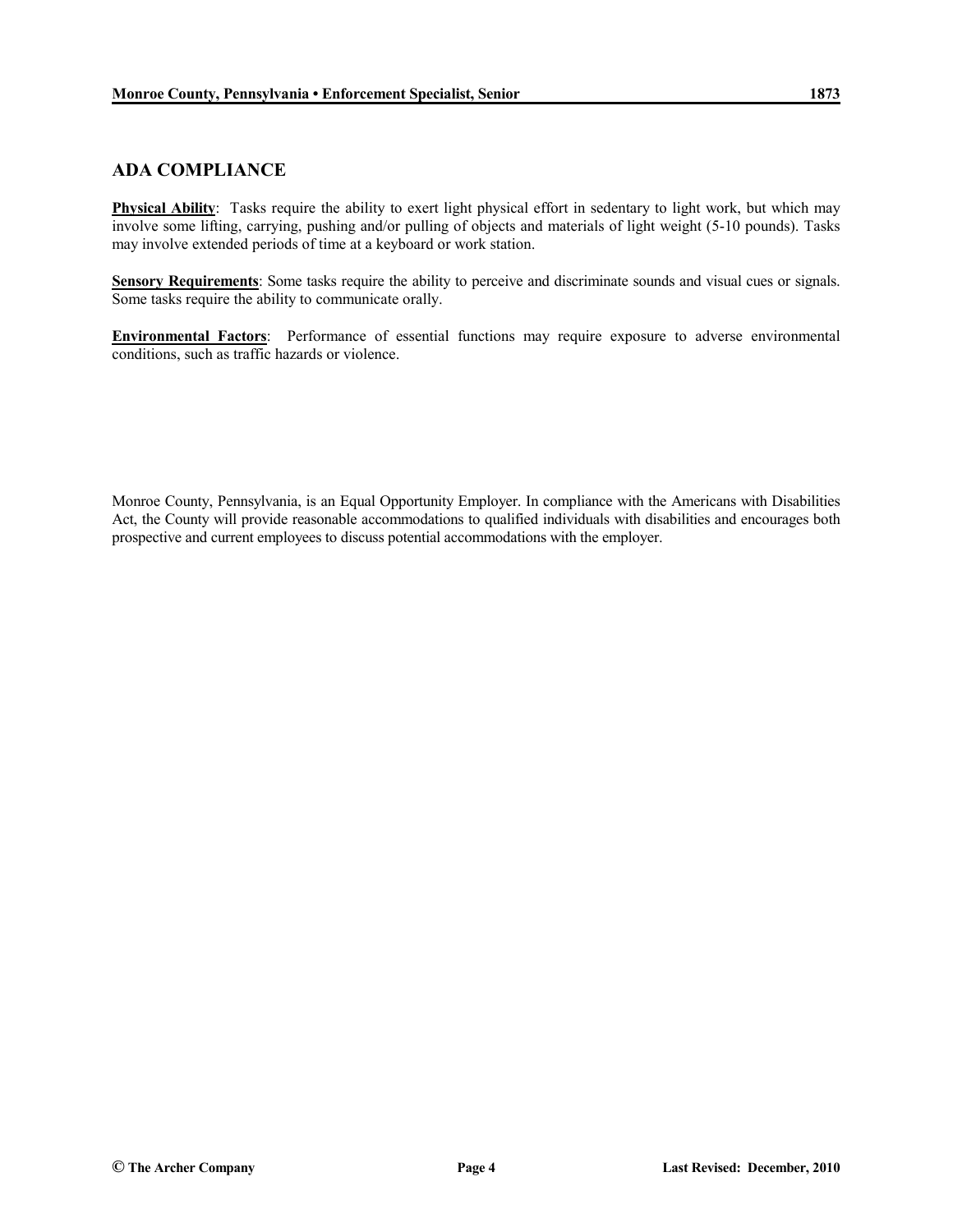## ADA COMPLIANCE

**Physical Ability**: Tasks require the ability to exert light physical effort in sedentary to light work, but which may involve some lifting, carrying, pushing and/or pulling of objects and materials of light weight (5-10 pounds). Tasks may involve extended periods of time at a keyboard or work station.

**Sensory Requirements**: Some tasks require the ability to perceive and discriminate sounds and visual cues or signals. Some tasks require the ability to communicate orally.

**Environmental Factors**: Performance of essential functions may require exposure to adverse environmental conditions, such as traffic hazards or violence.

Monroe County, Pennsylvania, is an Equal Opportunity Employer. In compliance with the Americans with Disabilities Act, the County will provide reasonable accommodations to qualified individuals with disabilities and encourages both prospective and current employees to discuss potential accommodations with the employer.